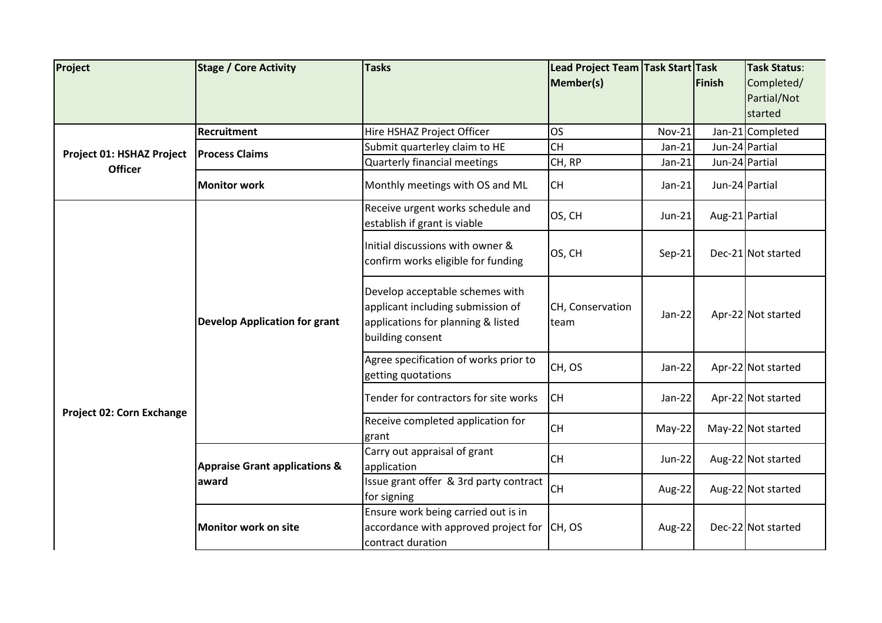| Project | Stage / Core Activity | Tasks | Lead Project Team Member(s) | Task Start | Task Finish | Task Status: Completed/ Partial/Not started |
|---|---|---|---|---|---|---|
| Project 01: HSHAZ Project Officer | Recruitment | Hire HSHAZ Project Officer | OS | Nov-21 | Jan-21 | Completed |
| | Process Claims | Submit quarterley claim to HE | CH | Jan-21 | Jun-24 | Partial |
| | | Quarterly financial meetings | CH, RP | Jan-21 | Jun-24 | Partial |
| | Monitor work | Monthly meetings with OS and ML | CH | Jan-21 | Jun-24 | Partial |
| Project 02: Corn Exchange | Develop Application for grant | Receive urgent works schedule and establish if grant is viable | OS, CH | Jun-21 | Aug-21 | Partial |
| | | Initial discussions with owner & confirm works eligible for funding | OS, CH | Sep-21 | Dec-21 | Not started |
| | | Develop acceptable schemes with applicant including submission of applications for planning & listed building consent | CH, Conservation team | Jan-22 | Apr-22 | Not started |
| | | Agree specification of works prior to getting quotations | CH, OS | Jan-22 | Apr-22 | Not started |
| | | Tender for contractors for site works | CH | Jan-22 | Apr-22 | Not started |
| | | Receive completed application for grant | CH | May-22 | May-22 | Not started |
| | Appraise Grant applications & award | Carry out appraisal of grant application | CH | Jun-22 | Aug-22 | Not started |
| | | Issue grant offer & 3rd party contract for signing | CH | Aug-22 | Aug-22 | Not started |
| | Monitor work on site | Ensure work being carried out is in accordance with approved project for contract duration | CH, OS | Aug-22 | Dec-22 | Not started |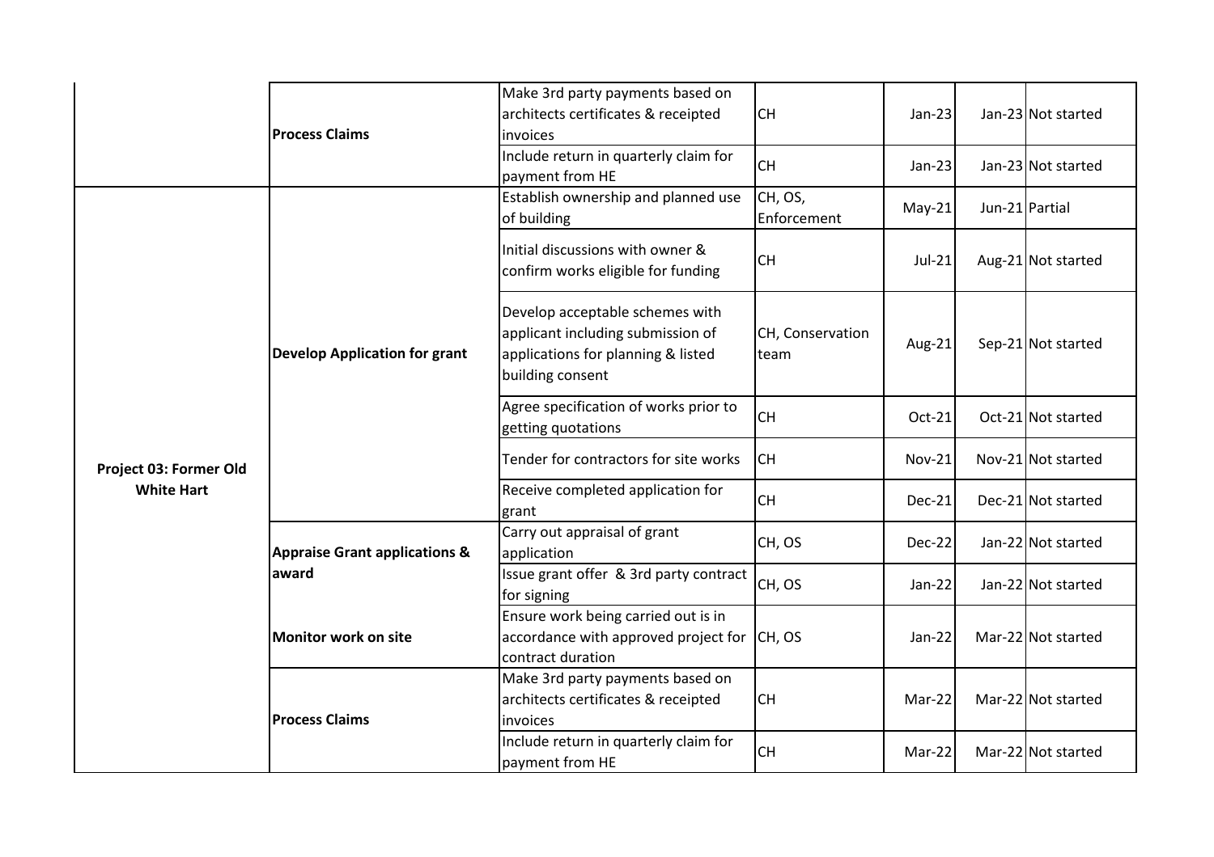| | | | | | | |
|---|---|---|---|---|---|---|
| | **Process Claims** | Make 3rd party payments based on architects certificates & receipted invoices | CH | Jan-23 | Jan-23 | Not started |
| | | Include return in quarterly claim for payment from HE | CH | Jan-23 | Jan-23 | Not started |
| **Project 03: Former Old White Hart** | **Develop Application for grant** | Establish ownership and planned use of building | CH, OS, Enforcement | May-21 | Jun-21 | Partial |
| | | Initial discussions with owner & confirm works eligible for funding | CH | Jul-21 | Aug-21 | Not started |
| | | Develop acceptable schemes with applicant including submission of applications for planning & listed building consent | CH, Conservation team | Aug-21 | Sep-21 | Not started |
| | | Agree specification of works prior to getting quotations | CH | Oct-21 | Oct-21 | Not started |
| | | Tender for contractors for site works | CH | Nov-21 | Nov-21 | Not started |
| | | Receive completed application for grant | CH | Dec-21 | Dec-21 | Not started |
| | **Appraise Grant applications & award** | Carry out appraisal of grant application | CH, OS | Dec-22 | Jan-22 | Not started |
| | | Issue grant offer & 3rd party contract for signing | CH, OS | Jan-22 | Jan-22 | Not started |
| | **Monitor work on site** | Ensure work being carried out is in accordance with approved project for contract duration | CH, OS | Jan-22 | Mar-22 | Not started |
| | **Process Claims** | Make 3rd party payments based on architects certificates & receipted invoices | CH | Mar-22 | Mar-22 | Not started |
| | | Include return in quarterly claim for payment from HE | CH | Mar-22 | Mar-22 | Not started |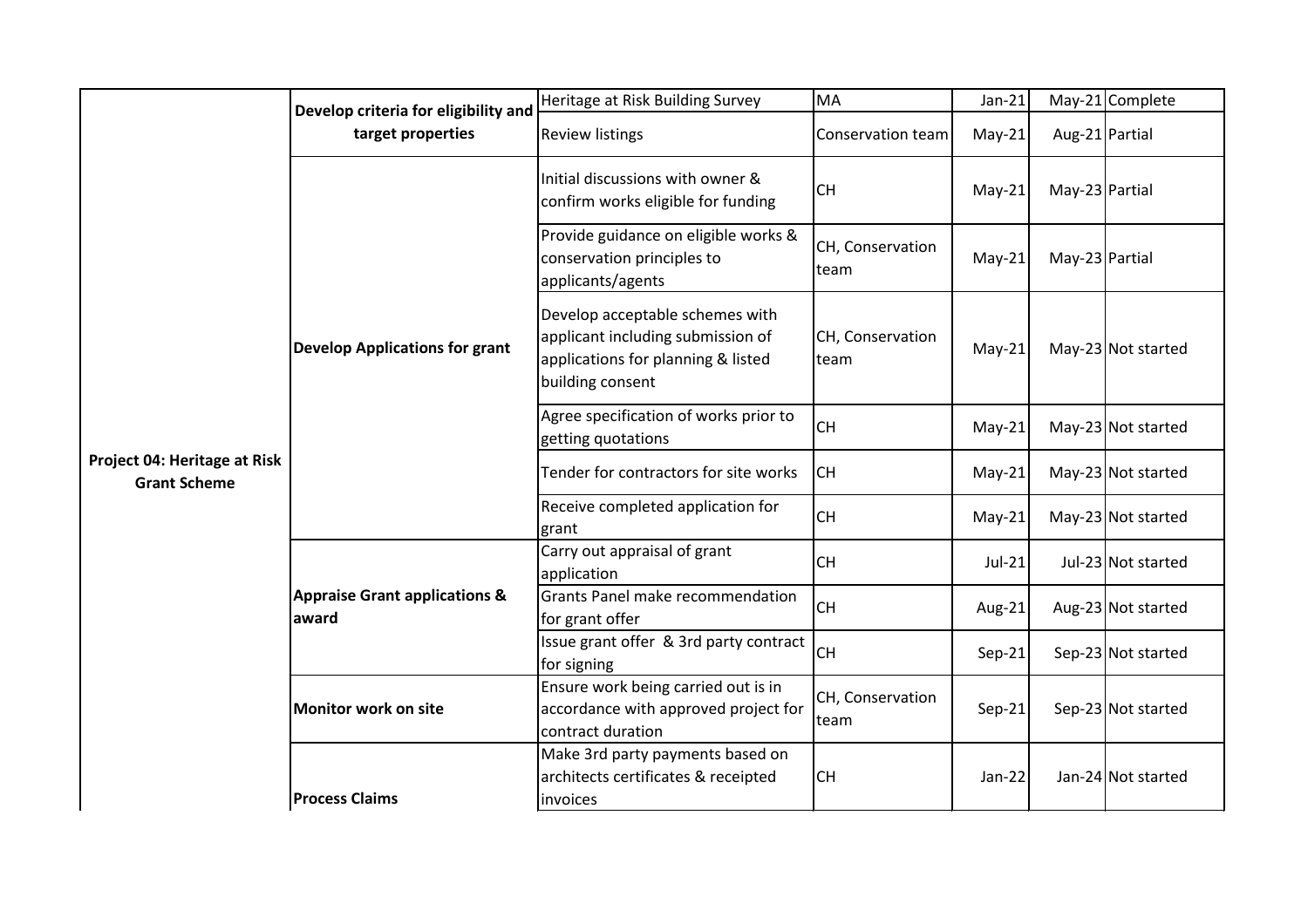| | | | | | | |
|---|---|---|---|---|---|---|
| **Project 04: Heritage at Risk Grant Scheme** | **Develop criteria for eligibility and target properties** | Heritage at Risk Building Survey | MA | Jan-21 | May-21 | Complete |
| | | Review listings | Conservation team | May-21 | Aug-21 | Partial |
| | **Develop Applications for grant** | Initial discussions with owner & confirm works eligible for funding | CH | May-21 | May-23 | Partial |
| | | Provide guidance on eligible works & conservation principles to applicants/agents | CH, Conservation team | May-21 | May-23 | Partial |
| | | Develop acceptable schemes with applicant including submission of applications for planning & listed building consent | CH, Conservation team | May-21 | May-23 | Not started |
| | | Agree specification of works prior to getting quotations | CH | May-21 | May-23 | Not started |
| | | Tender for contractors for site works | CH | May-21 | May-23 | Not started |
| | | Receive completed application for grant | CH | May-21 | May-23 | Not started |
| | **Appraise Grant applications & award** | Carry out appraisal of grant application | CH | Jul-21 | Jul-23 | Not started |
| | | Grants Panel make recommendation for grant offer | CH | Aug-21 | Aug-23 | Not started |
| | | Issue grant offer & 3rd party contract for signing | CH | Sep-21 | Sep-23 | Not started |
| | **Monitor work on site** | Ensure work being carried out is in accordance with approved project for contract duration | CH, Conservation team | Sep-21 | Sep-23 | Not started |
| | **Process Claims** | Make 3rd party payments based on architects certificates & receipted invoices | CH | Jan-22 | Jan-24 | Not started |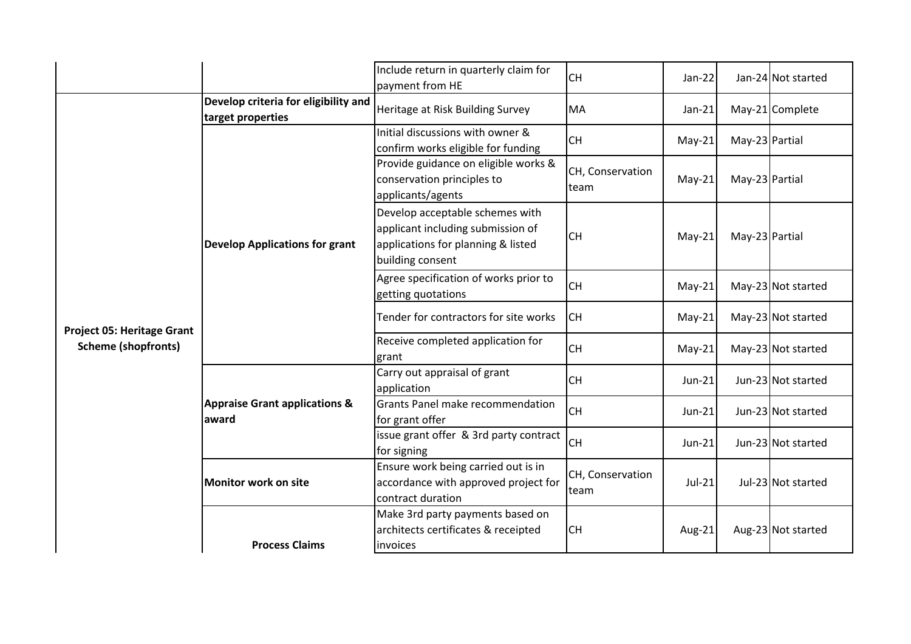| | | | | | | |
|---|---|---|---|---|---|---|
| | | Include return in quarterly claim for payment from HE | CH | Jan-22 | Jan-24 | Not started |
| Project 05: Heritage Grant Scheme (shopfronts) | **Develop criteria for eligibility and target properties** | Heritage at Risk Building Survey | MA | Jan-21 | May-21 | Complete |
| | **Develop Applications for grant** | Initial discussions with owner & confirm works eligible for funding | CH | May-21 | May-23 | Partial |
| | | Provide guidance on eligible works & conservation principles to applicants/agents | CH, Conservation team | May-21 | May-23 | Partial |
| | | Develop acceptable schemes with applicant including submission of applications for planning & listed building consent | CH | May-21 | May-23 | Partial |
| | | Agree specification of works prior to getting quotations | CH | May-21 | May-23 | Not started |
| | | Tender for contractors for site works | CH | May-21 | May-23 | Not started |
| | | Receive completed application for grant | CH | May-21 | May-23 | Not started |
| | **Appraise Grant applications & award** | Carry out appraisal of grant application | CH | Jun-21 | Jun-23 | Not started |
| | | Grants Panel make recommendation for grant offer | CH | Jun-21 | Jun-23 | Not started |
| | | issue grant offer & 3rd party contract for signing | CH | Jun-21 | Jun-23 | Not started |
| | **Monitor work on site** | Ensure work being carried out is in accordance with approved project for contract duration | CH, Conservation team | Jul-21 | Jul-23 | Not started |
| | **Process Claims** | Make 3rd party payments based on architects certificates & receipted invoices | CH | Aug-21 | Aug-23 | Not started |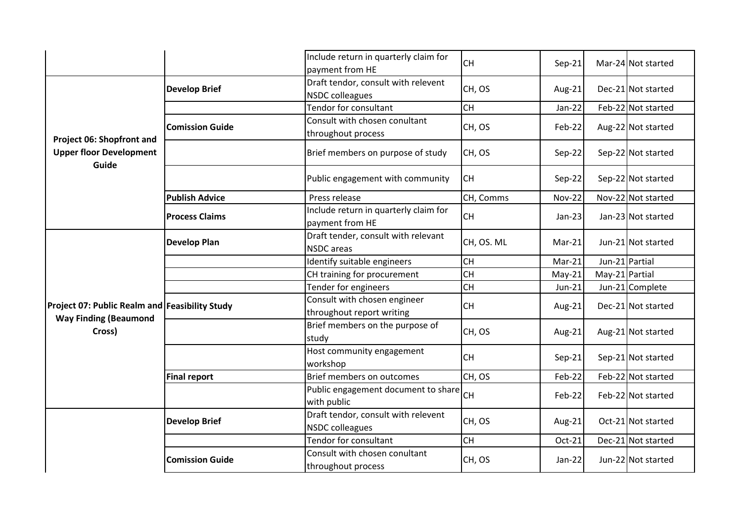| | | | | | | |
|---|---|---|---|---|---|---|
| | | Include return in quarterly claim for payment from HE | CH | Sep-21 | Mar-24 | Not started |
| **Project 06: Shopfront and Upper floor Development Guide** | **Develop Brief** | Draft tendor, consult with relevent NSDC colleagues | CH, OS | Aug-21 | Dec-21 | Not started |
| | | Tendor for consultant | CH | Jan-22 | Feb-22 | Not started |
| | **Comission Guide** | Consult with chosen conultant throughout process | CH, OS | Feb-22 | Aug-22 | Not started |
| | | Brief members on purpose of study | CH, OS | Sep-22 | Sep-22 | Not started |
| | | Public engagement with community | CH | Sep-22 | Sep-22 | Not started |
| | **Publish Advice** | Press release | CH, Comms | Nov-22 | Nov-22 | Not started |
| | **Process Claims** | Include return in quarterly claim for payment from HE | CH | Jan-23 | Jan-23 | Not started |
| **Project 07: Public Realm and Way Finding (Beaumond Cross)** | **Develop Plan** | Draft tender, consult with relevant NSDC areas | CH, OS. ML | Mar-21 | Jun-21 | Not started |
| | | Identify suitable engineers | CH | Mar-21 | Jun-21 | Partial |
| | | CH training for procurement | CH | May-21 | May-21 | Partial |
| | | Tender for engineers | CH | Jun-21 | Jun-21 | Complete |
| | **Feasibility Study** | Consult with chosen engineer throughout report writing | CH | Aug-21 | Dec-21 | Not started |
| | | Brief members on the purpose of study | CH, OS | Aug-21 | Aug-21 | Not started |
| | | Host community engagement workshop | CH | Sep-21 | Sep-21 | Not started |
| | **Final report** | Brief members on outcomes | CH, OS | Feb-22 | Feb-22 | Not started |
| | | Public engagement document to share with public | CH | Feb-22 | Feb-22 | Not started |
| | **Develop Brief** | Draft tendor, consult with relevent NSDC colleagues | CH, OS | Aug-21 | Oct-21 | Not started |
| | | Tendor for consultant | CH | Oct-21 | Dec-21 | Not started |
| | **Comission Guide** | Consult with chosen conultant throughout process | CH, OS | Jan-22 | Jun-22 | Not started |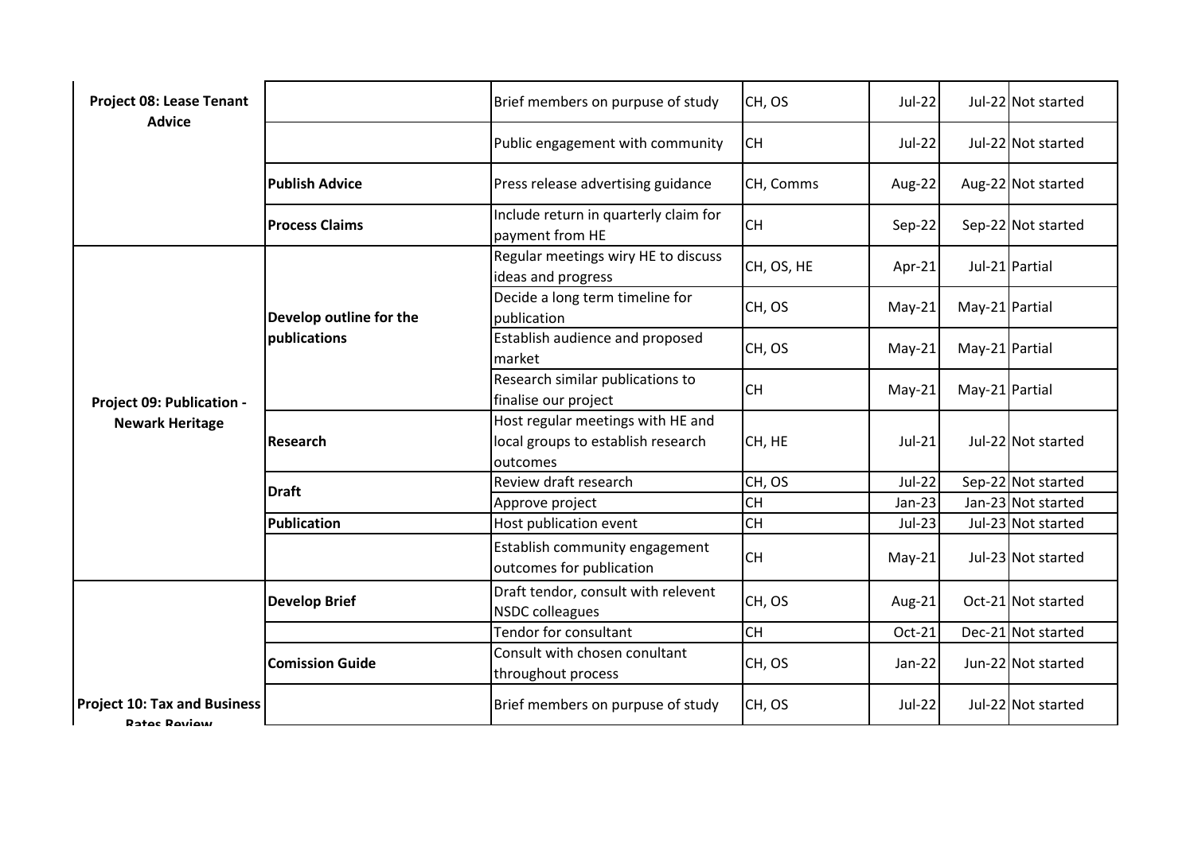| | | | | | | |
|---|---|---|---|---|---|---|
| **Project 08: Lease Tenant Advice** | | Brief members on purpuse of study | CH, OS | Jul-22 | Jul-22 | Not started |
| | | Public engagement with community | CH | Jul-22 | Jul-22 | Not started |
| | **Publish Advice** | Press release advertising guidance | CH, Comms | Aug-22 | Aug-22 | Not started |
| | **Process Claims** | Include return in quarterly claim for payment from HE | CH | Sep-22 | Sep-22 | Not started |
| **Project 09: Publication - Newark Heritage** | **Develop outline for the publications** | Regular meetings wiry HE to discuss ideas and progress | CH, OS, HE | Apr-21 | Jul-21 | Partial |
| | | Decide a long term timeline for publication | CH, OS | May-21 | May-21 | Partial |
| | | Establish audience and proposed market | CH, OS | May-21 | May-21 | Partial |
| | | Research similar publications to finalise our project | CH | May-21 | May-21 | Partial |
| | **Research** | Host regular meetings with HE and local groups to establish research outcomes | CH, HE | Jul-21 | Jul-22 | Not started |
| | **Draft** | Review draft research | CH, OS | Jul-22 | Sep-22 | Not started |
| | | Approve project | CH | Jan-23 | Jan-23 | Not started |
| | **Publication** | Host publication event | CH | Jul-23 | Jul-23 | Not started |
| | | Establish community engagement outcomes for publication | CH | May-21 | Jul-23 | Not started |
| **Project 10: Tax and Business Rates Review** | **Develop Brief** | Draft tendor, consult with relevent NSDC colleagues | CH, OS | Aug-21 | Oct-21 | Not started |
| | | Tendor for consultant | CH | Oct-21 | Dec-21 | Not started |
| | **Comission Guide** | Consult with chosen conultant throughout process | CH, OS | Jan-22 | Jun-22 | Not started |
| | | Brief members on purpuse of study | CH, OS | Jul-22 | Jul-22 | Not started |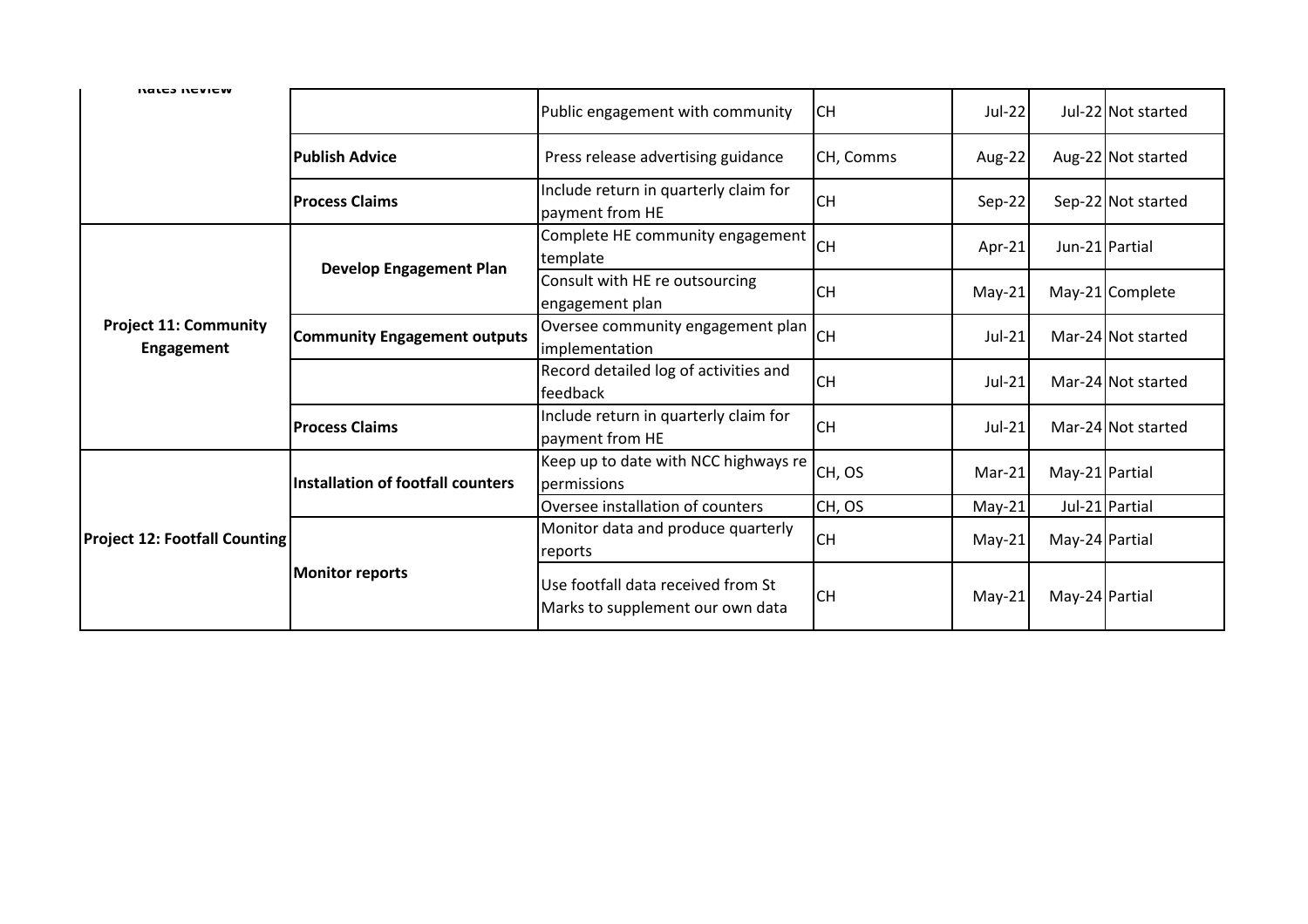| | | | | | | |
|---|---|---|---|---|---|---|
| Rates Review | | Public engagement with community | CH | Jul-22 | Jul-22 | Not started |
| | **Publish Advice** | Press release advertising guidance | CH, Comms | Aug-22 | Aug-22 | Not started |
| | **Process Claims** | Include return in quarterly claim for payment from HE | CH | Sep-22 | Sep-22 | Not started |
| **Project 11: Community Engagement** | **Develop Engagement Plan** | Complete HE community engagement template | CH | Apr-21 | Jun-21 | Partial |
| | | Consult with HE re outsourcing engagement plan | CH | May-21 | May-21 | Complete |
| | **Community Engagement outputs** | Oversee community engagement plan implementation | CH | Jul-21 | Mar-24 | Not started |
| | | Record detailed log of activities and feedback | CH | Jul-21 | Mar-24 | Not started |
| | **Process Claims** | Include return in quarterly claim for payment from HE | CH | Jul-21 | Mar-24 | Not started |
| **Project 12: Footfall Counting** | **Installation of footfall counters** | Keep up to date with NCC highways re permissions | CH, OS | Mar-21 | May-21 | Partial |
| | | Oversee installation of counters | CH, OS | May-21 | Jul-21 | Partial |
| | **Monitor reports** | Monitor data and produce quarterly reports | CH | May-21 | May-24 | Partial |
| | | Use footfall data received from St Marks to supplement our own data | CH | May-21 | May-24 | Partial |